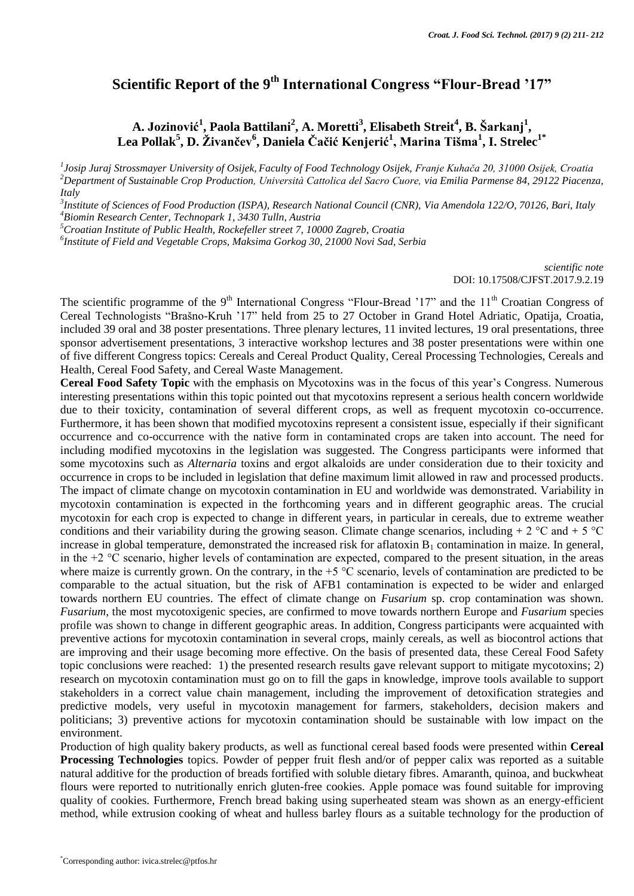// Scientific Report of the 9th International Congress "Flour-Bread '17"

**A. Jozinović[1], Paola Battilani[2], A. Moretti[3], Elisabeth Streit[4], B. Šarkanj[1], Lea Pollak[5], D. Živančev[6], Daniela Čačić Kenjerić[1], Marina Tišma[1], I. Strelec[1*]**

*[1]Josip Juraj Strossmayer University of Osijek, Faculty of Food Technology Osijek, Franje Kuhača 20, 31000 Osijek, Croatia*
*[2]Department of Sustainable Crop Production, Università Cattolica del Sacro Cuore, via Emilia Parmense 84, 29122 Piacenza, Italy*
*[3]Institute of Sciences of Food Production (ISPA), Research National Council (CNR), Via Amendola 122/O, 70126, Bari, Italy*
*[4]Biomin Research Center, Technopark 1, 3430 Tulln, Austria*
*[5]Croatian Institute of Public Health, Rockefeller street 7, 10000 Zagreb, Croatia*
*[6]Institute of Field and Vegetable Crops, Maksima Gorkog 30, 21000 Novi Sad, Serbia*

*scientific note*
DOI: 10.17508/CJFST.2017.9.2.19

The scientific programme of the 9th International Congress "Flour-Bread '17" and the 11th Croatian Congress of Cereal Technologists "Brašno-Kruh '17" held from 25 to 27 October in Grand Hotel Adriatic, Opatija, Croatia, included 39 oral and 38 poster presentations. Three plenary lectures, 11 invited lectures, 19 oral presentations, three sponsor advertisement presentations, 3 interactive workshop lectures and 38 poster presentations were within one of five different Congress topics: Cereals and Cereal Product Quality, Cereal Processing Technologies, Cereals and Health, Cereal Food Safety, and Cereal Waste Management.

**Cereal Food Safety Topic** with the emphasis on Mycotoxins was in the focus of this year's Congress. Numerous interesting presentations within this topic pointed out that mycotoxins represent a serious health concern worldwide due to their toxicity, contamination of several different crops, as well as frequent mycotoxin co-occurrence. Furthermore, it has been shown that modified mycotoxins represent a consistent issue, especially if their significant occurrence and co-occurrence with the native form in contaminated crops are taken into account. The need for including modified mycotoxins in the legislation was suggested. The Congress participants were informed that some mycotoxins such as *Alternaria* toxins and ergot alkaloids are under consideration due to their toxicity and occurrence in crops to be included in legislation that define maximum limit allowed in raw and processed products. The impact of climate change on mycotoxin contamination in EU and worldwide was demonstrated. Variability in mycotoxin contamination is expected in the forthcoming years and in different geographic areas. The crucial mycotoxin for each crop is expected to change in different years, in particular in cereals, due to extreme weather conditions and their variability during the growing season. Climate change scenarios, including + 2 °C and + 5 °C increase in global temperature, demonstrated the increased risk for aflatoxin $B_1$ contamination in maize. In general, in the +2 °C scenario, higher levels of contamination are expected, compared to the present situation, in the areas where maize is currently grown. On the contrary, in the +5 °C scenario, levels of contamination are predicted to be comparable to the actual situation, but the risk of AFB1 contamination is expected to be wider and enlarged towards northern EU countries. The effect of climate change on *Fusarium* sp. crop contamination was shown. *Fusarium*, the most mycotoxigenic species, are confirmed to move towards northern Europe and *Fusarium* species profile was shown to change in different geographic areas. In addition, Congress participants were acquainted with preventive actions for mycotoxin contamination in several crops, mainly cereals, as well as biocontrol actions that are improving and their usage becoming more effective. On the basis of presented data, these Cereal Food Safety topic conclusions were reached: 1) the presented research results gave relevant support to mitigate mycotoxins; 2) research on mycotoxin contamination must go on to fill the gaps in knowledge, improve tools available to support stakeholders in a correct value chain management, including the improvement of detoxification strategies and predictive models, very useful in mycotoxin management for farmers, stakeholders, decision makers and politicians; 3) preventive actions for mycotoxin contamination should be sustainable with low impact on the environment.

Production of high quality bakery products, as well as functional cereal based foods were presented within **Cereal Processing Technologies** topics. Powder of pepper fruit flesh and/or of pepper calix was reported as a suitable natural additive for the production of breads fortified with soluble dietary fibres. Amaranth, quinoa, and buckwheat flours were reported to nutritionally enrich gluten-free cookies. Apple pomace was found suitable for improving quality of cookies. Furthermore, French bread baking using superheated steam was shown as an energy-efficient method, while extrusion cooking of wheat and hulless barley flours as a suitable technology for the production of

*Corresponding author: ivica.strelec@ptfos.hr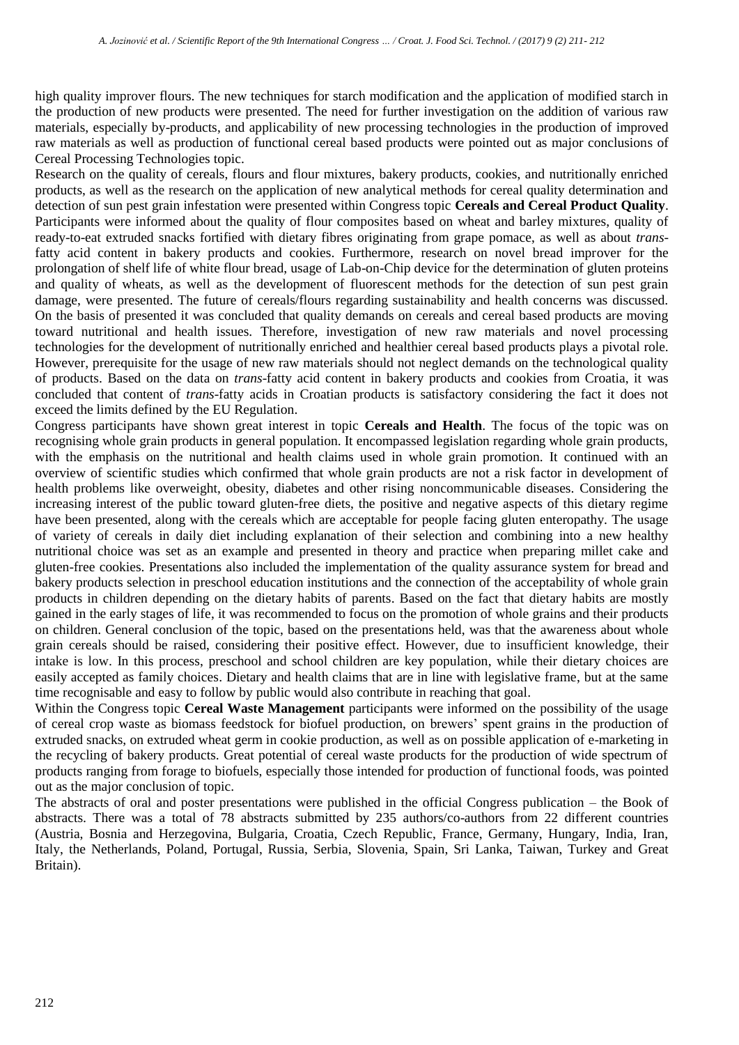high quality improver flours. The new techniques for starch modification and the application of modified starch in the production of new products were presented. The need for further investigation on the addition of various raw materials, especially by-products, and applicability of new processing technologies in the production of improved raw materials as well as production of functional cereal based products were pointed out as major conclusions of Cereal Processing Technologies topic.

Research on the quality of cereals, flours and flour mixtures, bakery products, cookies, and nutritionally enriched products, as well as the research on the application of new analytical methods for cereal quality determination and detection of sun pest grain infestation were presented within Congress topic **Cereals and Cereal Product Quality**. Participants were informed about the quality of flour composites based on wheat and barley mixtures, quality of ready-to-eat extruded snacks fortified with dietary fibres originating from grape pomace, as well as about *trans*-fatty acid content in bakery products and cookies. Furthermore, research on novel bread improver for the prolongation of shelf life of white flour bread, usage of Lab-on-Chip device for the determination of gluten proteins and quality of wheats, as well as the development of fluorescent methods for the detection of sun pest grain damage, were presented. The future of cereals/flours regarding sustainability and health concerns was discussed. On the basis of presented it was concluded that quality demands on cereals and cereal based products are moving toward nutritional and health issues. Therefore, investigation of new raw materials and novel processing technologies for the development of nutritionally enriched and healthier cereal based products plays a pivotal role. However, prerequisite for the usage of new raw materials should not neglect demands on the technological quality of products. Based on the data on *trans*-fatty acid content in bakery products and cookies from Croatia, it was concluded that content of *trans*-fatty acids in Croatian products is satisfactory considering the fact it does not exceed the limits defined by the EU Regulation.

Congress participants have shown great interest in topic **Cereals and Health**. The focus of the topic was on recognising whole grain products in general population. It encompassed legislation regarding whole grain products, with the emphasis on the nutritional and health claims used in whole grain promotion. It continued with an overview of scientific studies which confirmed that whole grain products are not a risk factor in development of health problems like overweight, obesity, diabetes and other rising noncommunicable diseases. Considering the increasing interest of the public toward gluten-free diets, the positive and negative aspects of this dietary regime have been presented, along with the cereals which are acceptable for people facing gluten enteropathy. The usage of variety of cereals in daily diet including explanation of their selection and combining into a new healthy nutritional choice was set as an example and presented in theory and practice when preparing millet cake and gluten-free cookies. Presentations also included the implementation of the quality assurance system for bread and bakery products selection in preschool education institutions and the connection of the acceptability of whole grain products in children depending on the dietary habits of parents. Based on the fact that dietary habits are mostly gained in the early stages of life, it was recommended to focus on the promotion of whole grains and their products on children. General conclusion of the topic, based on the presentations held, was that the awareness about whole grain cereals should be raised, considering their positive effect. However, due to insufficient knowledge, their intake is low. In this process, preschool and school children are key population, while their dietary choices are easily accepted as family choices. Dietary and health claims that are in line with legislative frame, but at the same time recognisable and easy to follow by public would also contribute in reaching that goal.

Within the Congress topic **Cereal Waste Management** participants were informed on the possibility of the usage of cereal crop waste as biomass feedstock for biofuel production, on brewers' spent grains in the production of extruded snacks, on extruded wheat germ in cookie production, as well as on possible application of e-marketing in the recycling of bakery products. Great potential of cereal waste products for the production of wide spectrum of products ranging from forage to biofuels, especially those intended for production of functional foods, was pointed out as the major conclusion of topic.

The abstracts of oral and poster presentations were published in the official Congress publication – the Book of abstracts. There was a total of 78 abstracts submitted by 235 authors/co-authors from 22 different countries (Austria, Bosnia and Herzegovina, Bulgaria, Croatia, Czech Republic, France, Germany, Hungary, India, Iran, Italy, the Netherlands, Poland, Portugal, Russia, Serbia, Slovenia, Spain, Sri Lanka, Taiwan, Turkey and Great Britain).